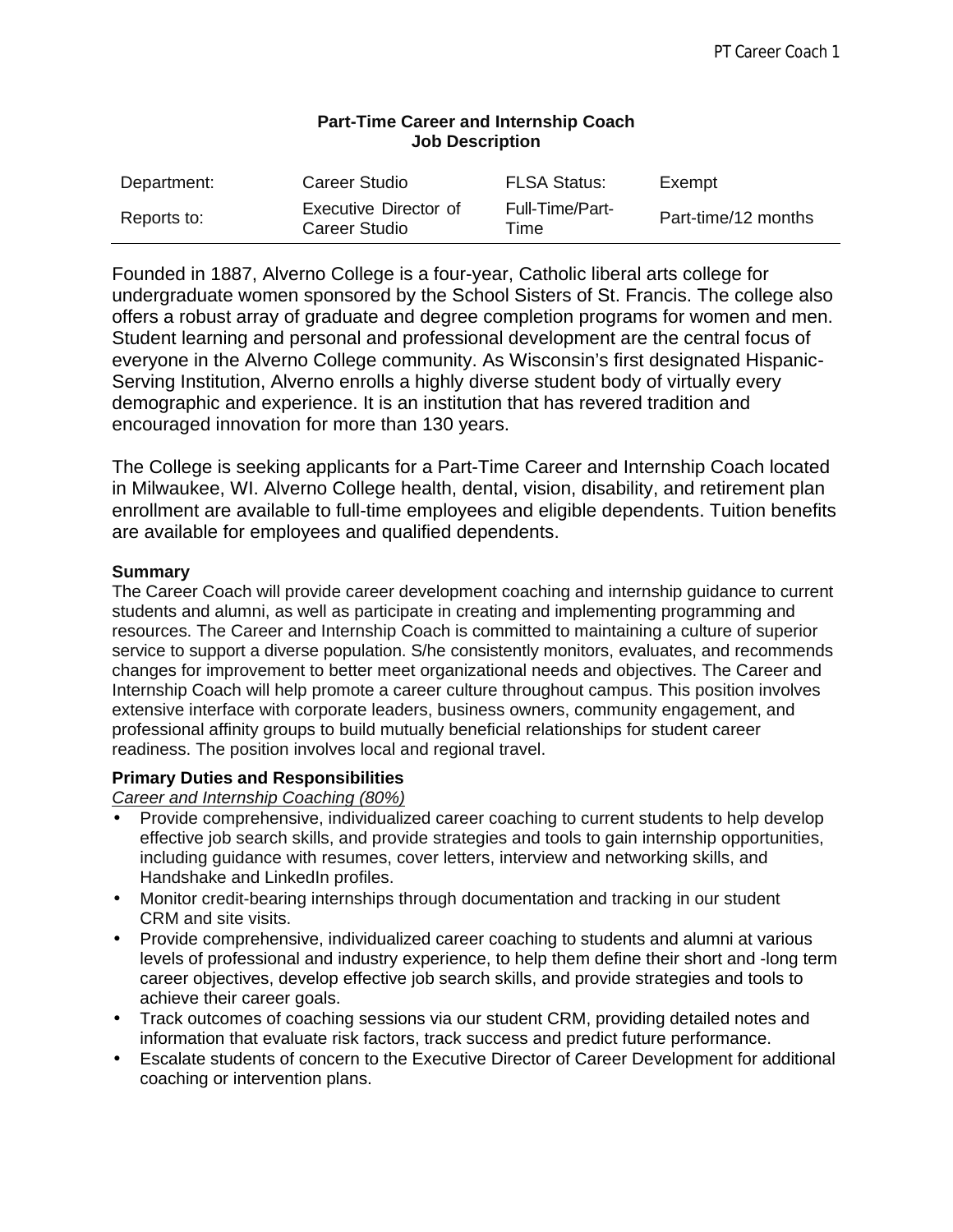**Part-Time Career and Internship Coach**
**Job Description**

| Department: | Career Studio | FLSA Status: | Exempt |
| --- | --- | --- | --- |
| Reports to: | Executive Director of Career Studio | Full-Time/Part-Time | Part-time/12 months |

Founded in 1887, Alverno College is a four-year, Catholic liberal arts college for undergraduate women sponsored by the School Sisters of St. Francis. The college also offers a robust array of graduate and degree completion programs for women and men. Student learning and personal and professional development are the central focus of everyone in the Alverno College community. As Wisconsin's first designated Hispanic-Serving Institution, Alverno enrolls a highly diverse student body of virtually every demographic and experience. It is an institution that has revered tradition and encouraged innovation for more than 130 years.

The College is seeking applicants for a Part-Time Career and Internship Coach located in Milwaukee, WI. Alverno College health, dental, vision, disability, and retirement plan enrollment are available to full-time employees and eligible dependents. Tuition benefits are available for employees and qualified dependents.

**Summary**

The Career Coach will provide career development coaching and internship guidance to current students and alumni, as well as participate in creating and implementing programming and resources. The Career and Internship Coach is committed to maintaining a culture of superior service to support a diverse population. S/he consistently monitors, evaluates, and recommends changes for improvement to better meet organizational needs and objectives. The Career and Internship Coach will help promote a career culture throughout campus. This position involves extensive interface with corporate leaders, business owners, community engagement, and professional affinity groups to build mutually beneficial relationships for student career readiness. The position involves local and regional travel.

**Primary Duties and Responsibilities**

*Career and Internship Coaching (80%)*

- Provide comprehensive, individualized career coaching to current students to help develop effective job search skills, and provide strategies and tools to gain internship opportunities, including guidance with resumes, cover letters, interview and networking skills, and Handshake and LinkedIn profiles.
- Monitor credit-bearing internships through documentation and tracking in our student CRM and site visits.
- Provide comprehensive, individualized career coaching to students and alumni at various levels of professional and industry experience, to help them define their short and -long term career objectives, develop effective job search skills, and provide strategies and tools to achieve their career goals.
- Track outcomes of coaching sessions via our student CRM, providing detailed notes and information that evaluate risk factors, track success and predict future performance.
- Escalate students of concern to the Executive Director of Career Development for additional coaching or intervention plans.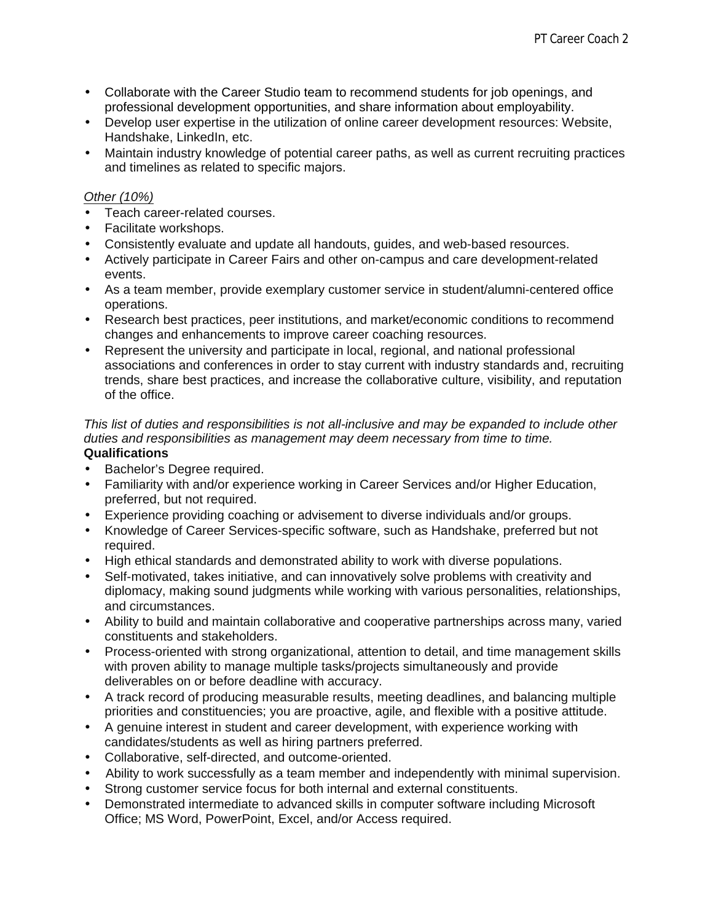- Collaborate with the Career Studio team to recommend students for job openings, and professional development opportunities, and share information about employability.
- Develop user expertise in the utilization of online career development resources: Website, Handshake, LinkedIn, etc.
- Maintain industry knowledge of potential career paths, as well as current recruiting practices and timelines as related to specific majors.

*Other (10%)*

- Teach career-related courses.
- Facilitate workshops.
- Consistently evaluate and update all handouts, guides, and web-based resources.
- Actively participate in Career Fairs and other on-campus and care development-related events.
- As a team member, provide exemplary customer service in student/alumni-centered office operations.
- Research best practices, peer institutions, and market/economic conditions to recommend changes and enhancements to improve career coaching resources.
- Represent the university and participate in local, regional, and national professional associations and conferences in order to stay current with industry standards and, recruiting trends, share best practices, and increase the collaborative culture, visibility, and reputation of the office.

*This list of duties and responsibilities is not all-inclusive and may be expanded to include other duties and responsibilities as management may deem necessary from time to time.*

**Qualifications**

- Bachelor's Degree required.
- Familiarity with and/or experience working in Career Services and/or Higher Education, preferred, but not required.
- Experience providing coaching or advisement to diverse individuals and/or groups.
- Knowledge of Career Services-specific software, such as Handshake, preferred but not required.
- High ethical standards and demonstrated ability to work with diverse populations.
- Self-motivated, takes initiative, and can innovatively solve problems with creativity and diplomacy, making sound judgments while working with various personalities, relationships, and circumstances.
- Ability to build and maintain collaborative and cooperative partnerships across many, varied constituents and stakeholders.
- Process-oriented with strong organizational, attention to detail, and time management skills with proven ability to manage multiple tasks/projects simultaneously and provide deliverables on or before deadline with accuracy.
- A track record of producing measurable results, meeting deadlines, and balancing multiple priorities and constituencies; you are proactive, agile, and flexible with a positive attitude.
- A genuine interest in student and career development, with experience working with candidates/students as well as hiring partners preferred.
- Collaborative, self-directed, and outcome-oriented.
- Ability to work successfully as a team member and independently with minimal supervision.
- Strong customer service focus for both internal and external constituents.
- Demonstrated intermediate to advanced skills in computer software including Microsoft Office; MS Word, PowerPoint, Excel, and/or Access required.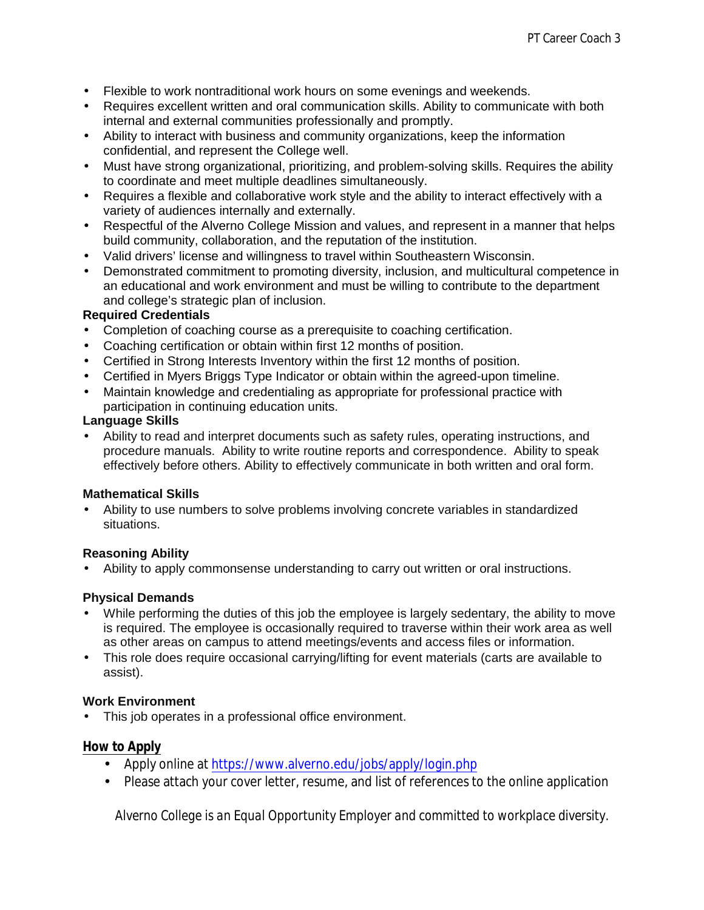- Flexible to work nontraditional work hours on some evenings and weekends.
- Requires excellent written and oral communication skills. Ability to communicate with both internal and external communities professionally and promptly.
- Ability to interact with business and community organizations, keep the information confidential, and represent the College well.
- Must have strong organizational, prioritizing, and problem-solving skills. Requires the ability to coordinate and meet multiple deadlines simultaneously.
- Requires a flexible and collaborative work style and the ability to interact effectively with a variety of audiences internally and externally.
- Respectful of the Alverno College Mission and values, and represent in a manner that helps build community, collaboration, and the reputation of the institution.
- Valid drivers' license and willingness to travel within Southeastern Wisconsin.
- Demonstrated commitment to promoting diversity, inclusion, and multicultural competence in an educational and work environment and must be willing to contribute to the department and college's strategic plan of inclusion.

**Required Credentials**

- Completion of coaching course as a prerequisite to coaching certification.
- Coaching certification or obtain within first 12 months of position.
- Certified in Strong Interests Inventory within the first 12 months of position.
- Certified in Myers Briggs Type Indicator or obtain within the agreed-upon timeline.
- Maintain knowledge and credentialing as appropriate for professional practice with participation in continuing education units.

**Language Skills**

- Ability to read and interpret documents such as safety rules, operating instructions, and procedure manuals. Ability to write routine reports and correspondence. Ability to speak effectively before others. Ability to effectively communicate in both written and oral form.

**Mathematical Skills**

- Ability to use numbers to solve problems involving concrete variables in standardized situations.

**Reasoning Ability**

- Ability to apply commonsense understanding to carry out written or oral instructions.

**Physical Demands**

- While performing the duties of this job the employee is largely sedentary, the ability to move is required. The employee is occasionally required to traverse within their work area as well as other areas on campus to attend meetings/events and access files or information.
- This role does require occasional carrying/lifting for event materials (carts are available to assist).

**Work Environment**

- This job operates in a professional office environment.

## How to Apply

- Apply online at https://www.alverno.edu/jobs/apply/login.php
- Please attach your cover letter, resume, and list of references to the online application

*Alverno College is an Equal Opportunity Employer and committed to workplace diversity.*